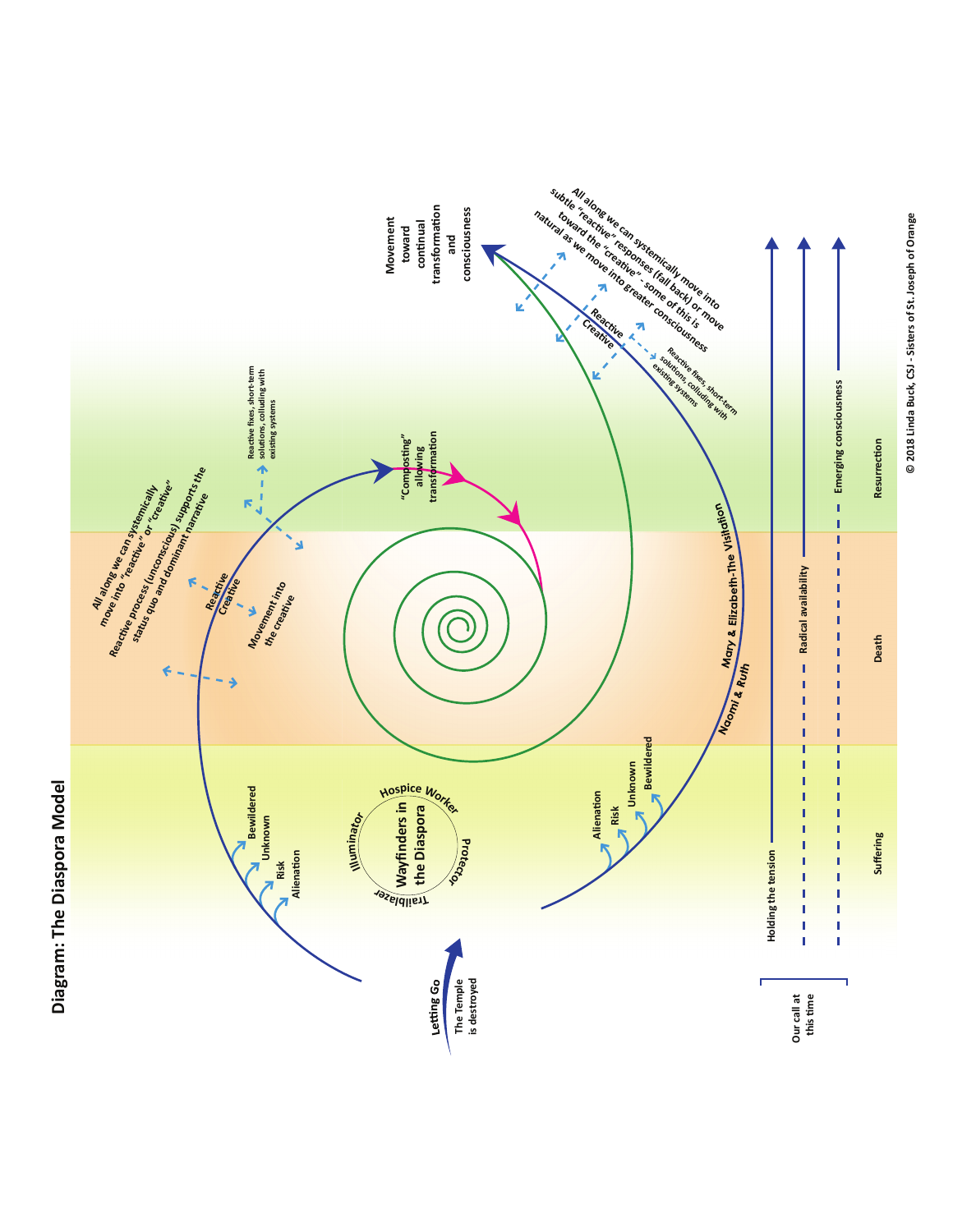# Diagram: The Diaspora Model

Letting Go

The Temple is destroyed

Wayfinders in the Diaspora

Hospice Worker

Protector

Trailblazer

Illuminator

Bewildered

Unknown

Risk

Alienation

All along we can systemically move into "reactive" or "creative"

Reactive process (unconscious) supports the status quo and dominant narrative

Reactive

Creative

Movement into the creative

Reactive fixes, short-term solutions, colluding with existing systems

"Composting" allowing transformation

Alienation

Risk

Unknown

Bewildered

Naomi & Ruth

Mary & Elizabeth-The Visitation

Movement toward continual transformation and consciousness

All along we can systemically move into subtle "reactive" responses (fall back) or move toward the "creative" - some of this is natural as we move into greater consciousness

Reactive

Creative

Reactive fixes, short-term solutions, colluding with existing systems

Holding the tension

Radical availability

Emerging consciousness

Our call at this time

Suffering

Death

Resurrection

© 2018 Linda Buck, CSJ - Sisters of St. Joseph of Orange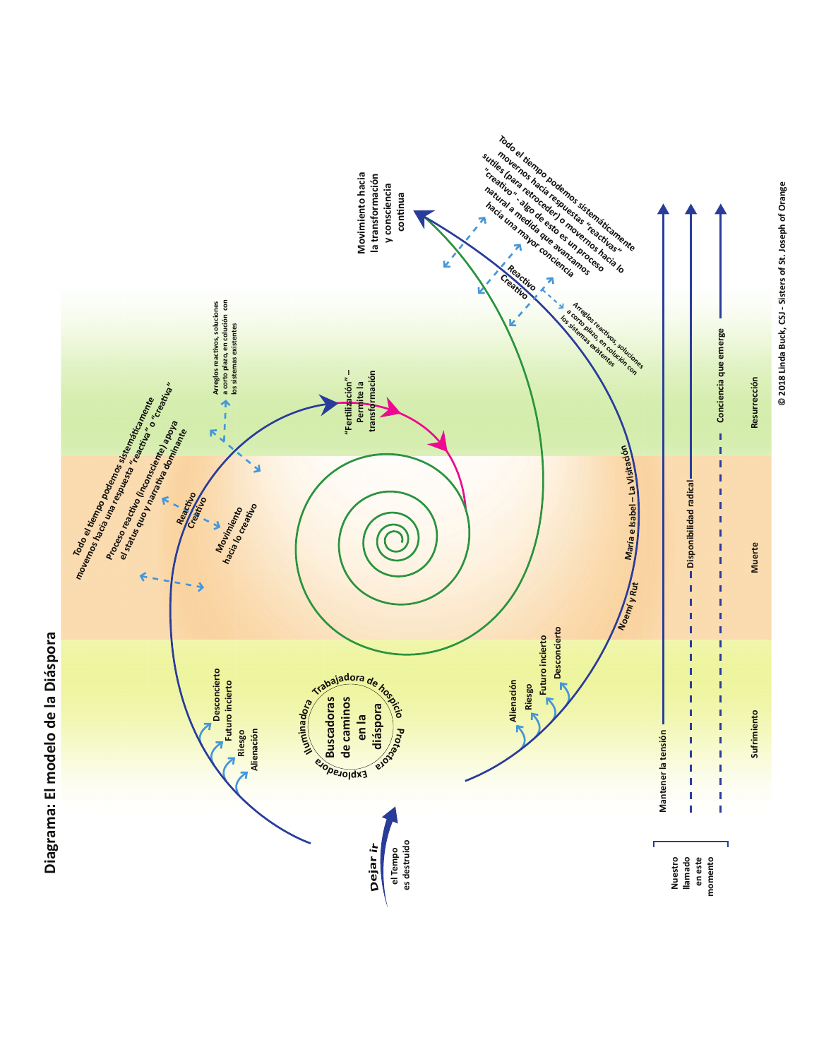# Diagrama: El modelo de la Diáspora

Dejar ir

el Tempo es destruido

Buscadoras de caminos en la diáspora

Trabajadora de hospicio

Protectora

Exploradora

Iluminadora

Desconcierto

Futuro incierto

Riesgo

Alienación

Todo el tiempo podemos sistemáticamente movernos hacia una respuesta "reactiva" o "creativa"

Proceso reactivo (inconsciente) apoya el status quo y narrativa dominante

Reactivo

Creativo

Movimiento hacia lo creativo

Arreglos reactivos, soluciones a corto plazo, en colución con los sistemas existentes

"Fertilización" – Permite la transformación

Alienación

Riesgo

Futuro incierto

Desconcierto

Noemí y Rut

María e Isabel – La Visitación

Arreglos reactivos, soluciones a corto plazo, en colución con los sistemas existentes

Reactivo

Creativo

Todo el tiempo podemos sistemáticamente movernos hacia respuestas "reactivas" sutiles (para retroceder) o movernos hacia lo "creativo" - algo de esto es un proceso natural a medida que avanzamos hacia una mayor conciencia

Movimiento hacia la transformación y consciencia continua

Sufrimiento

Muerte

Resurrección

Nuestro llamado en este momento

Mantener la tensión

Disponibilidad radical

Conciencia que emerge

© 2018 Linda Buck, CSJ - Sisters of St. Joseph of Orange